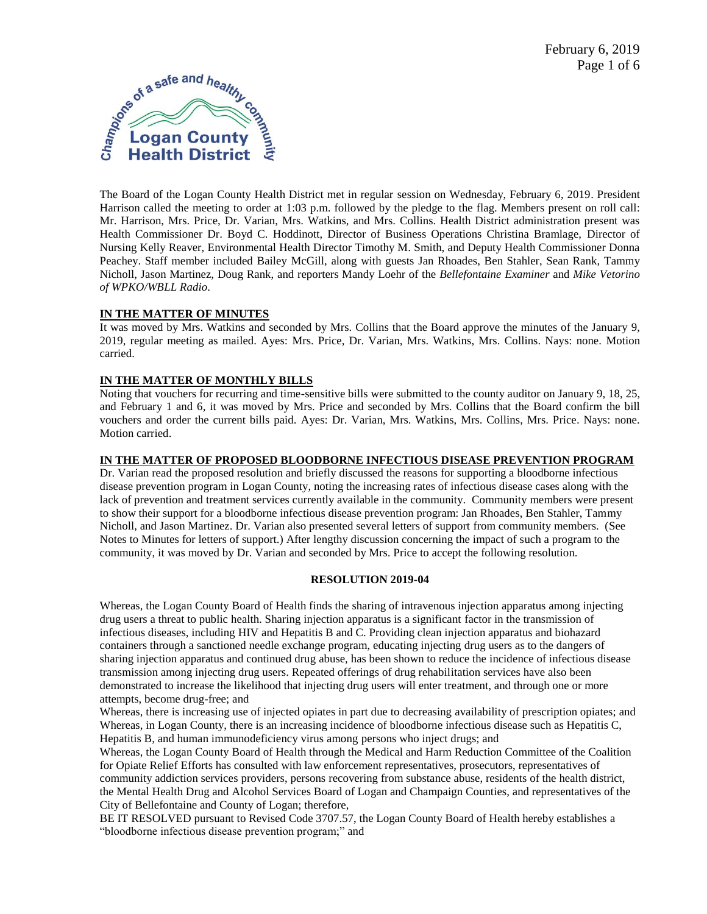The Board of the Logan County Health District met in regular session on Wednesday, February 6, 2019. President Harrison called the meeting to order at 1:03 p.m. followed by the pledge to the flag. Members present on roll call: Mr. Harrison, Mrs. Price, Dr. Varian, Mrs. Watkins, and Mrs. Collins. Health District administration present was Health Commissioner Dr. Boyd C. Hoddinott, Director of Business Operations Christina Bramlage, Director of Nursing Kelly Reaver, Environmental Health Director Timothy M. Smith, and Deputy Health Commissioner Donna Peachey. Staff member included Bailey McGill, along with guests Jan Rhoades, Ben Stahler, Sean Rank, Tammy Nicholl, Jason Martinez, Doug Rank, and reporters Mandy Loehr of the *Bellefontaine Examiner* and *Mike Vetorino of WPKO/WBLL Radio*.

**IN THE MATTER OF MINUTES**

It was moved by Mrs. Watkins and seconded by Mrs. Collins that the Board approve the minutes of the January 9, 2019, regular meeting as mailed. Ayes: Mrs. Price, Dr. Varian, Mrs. Watkins, Mrs. Collins. Nays: none. Motion carried.

**IN THE MATTER OF MONTHLY BILLS**

Noting that vouchers for recurring and time-sensitive bills were submitted to the county auditor on January 9, 18, 25, and February 1 and 6, it was moved by Mrs. Price and seconded by Mrs. Collins that the Board confirm the bill vouchers and order the current bills paid. Ayes: Dr. Varian, Mrs. Watkins, Mrs. Collins, Mrs. Price. Nays: none. Motion carried.

**IN THE MATTER OF PROPOSED BLOODBORNE INFECTIOUS DISEASE PREVENTION PROGRAM**

Dr. Varian read the proposed resolution and briefly discussed the reasons for supporting a bloodborne infectious disease prevention program in Logan County, noting the increasing rates of infectious disease cases along with the lack of prevention and treatment services currently available in the community. Community members were present to show their support for a bloodborne infectious disease prevention program: Jan Rhoades, Ben Stahler, Tammy Nicholl, and Jason Martinez. Dr. Varian also presented several letters of support from community members. (See Notes to Minutes for letters of support.) After lengthy discussion concerning the impact of such a program to the community, it was moved by Dr. Varian and seconded by Mrs. Price to accept the following resolution.

**RESOLUTION 2019-04**

Whereas, the Logan County Board of Health finds the sharing of intravenous injection apparatus among injecting drug users a threat to public health. Sharing injection apparatus is a significant factor in the transmission of infectious diseases, including HIV and Hepatitis B and C. Providing clean injection apparatus and biohazard containers through a sanctioned needle exchange program, educating injecting drug users as to the dangers of sharing injection apparatus and continued drug abuse, has been shown to reduce the incidence of infectious disease transmission among injecting drug users. Repeated offerings of drug rehabilitation services have also been demonstrated to increase the likelihood that injecting drug users will enter treatment, and through one or more attempts, become drug-free; and

Whereas, there is increasing use of injected opiates in part due to decreasing availability of prescription opiates; and

Whereas, in Logan County, there is an increasing incidence of bloodborne infectious disease such as Hepatitis C, Hepatitis B, and human immunodeficiency virus among persons who inject drugs; and

Whereas, the Logan County Board of Health through the Medical and Harm Reduction Committee of the Coalition for Opiate Relief Efforts has consulted with law enforcement representatives, prosecutors, representatives of community addiction services providers, persons recovering from substance abuse, residents of the health district, the Mental Health Drug and Alcohol Services Board of Logan and Champaign Counties, and representatives of the City of Bellefontaine and County of Logan; therefore,

BE IT RESOLVED pursuant to Revised Code 3707.57, the Logan County Board of Health hereby establishes a "bloodborne infectious disease prevention program;" and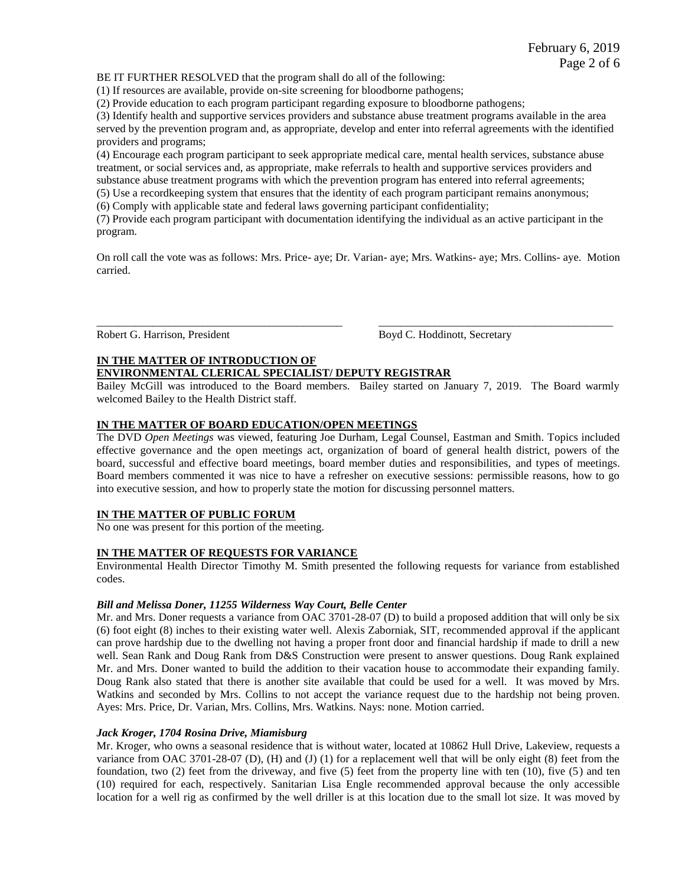BE IT FURTHER RESOLVED that the program shall do all of the following:

(1) If resources are available, provide on-site screening for bloodborne pathogens;
(2) Provide education to each program participant regarding exposure to bloodborne pathogens;
(3) Identify health and supportive services providers and substance abuse treatment programs available in the area served by the prevention program and, as appropriate, develop and enter into referral agreements with the identified providers and programs;
(4) Encourage each program participant to seek appropriate medical care, mental health services, substance abuse treatment, or social services and, as appropriate, make referrals to health and supportive services providers and substance abuse treatment programs with which the prevention program has entered into referral agreements;
(5) Use a recordkeeping system that ensures that the identity of each program participant remains anonymous;
(6) Comply with applicable state and federal laws governing participant confidentiality;
(7) Provide each program participant with documentation identifying the individual as an active participant in the program.

On roll call the vote was as follows: Mrs. Price- aye; Dr. Varian- aye; Mrs. Watkins- aye; Mrs. Collins- aye. Motion carried.

______________________________________________ Robert G. Harrison, President

______________________________________________ Boyd C. Hoddinott, Secretary

**IN THE MATTER OF INTRODUCTION OF ENVIRONMENTAL CLERICAL SPECIALIST/ DEPUTY REGISTRAR**

Bailey McGill was introduced to the Board members. Bailey started on January 7, 2019. The Board warmly welcomed Bailey to the Health District staff.

**IN THE MATTER OF BOARD EDUCATION/OPEN MEETINGS**

The DVD *Open Meetings* was viewed, featuring Joe Durham, Legal Counsel, Eastman and Smith. Topics included effective governance and the open meetings act, organization of board of general health district, powers of the board, successful and effective board meetings, board member duties and responsibilities, and types of meetings. Board members commented it was nice to have a refresher on executive sessions: permissible reasons, how to go into executive session, and how to properly state the motion for discussing personnel matters.

**IN THE MATTER OF PUBLIC FORUM**

No one was present for this portion of the meeting.

**IN THE MATTER OF REQUESTS FOR VARIANCE**

Environmental Health Director Timothy M. Smith presented the following requests for variance from established codes.

***Bill and Melissa Doner, 11255 Wilderness Way Court, Belle Center***

Mr. and Mrs. Doner requests a variance from OAC 3701-28-07 (D) to build a proposed addition that will only be six (6) foot eight (8) inches to their existing water well. Alexis Zaborniak, SIT, recommended approval if the applicant can prove hardship due to the dwelling not having a proper front door and financial hardship if made to drill a new well. Sean Rank and Doug Rank from D&S Construction were present to answer questions. Doug Rank explained Mr. and Mrs. Doner wanted to build the addition to their vacation house to accommodate their expanding family. Doug Rank also stated that there is another site available that could be used for a well. It was moved by Mrs. Watkins and seconded by Mrs. Collins to not accept the variance request due to the hardship not being proven. Ayes: Mrs. Price, Dr. Varian, Mrs. Collins, Mrs. Watkins. Nays: none. Motion carried.

***Jack Kroger, 1704 Rosina Drive, Miamisburg***

Mr. Kroger, who owns a seasonal residence that is without water, located at 10862 Hull Drive, Lakeview, requests a variance from OAC 3701-28-07 (D), (H) and (J) (1) for a replacement well that will be only eight (8) feet from the foundation, two (2) feet from the driveway, and five (5) feet from the property line with ten (10), five (5) and ten (10) required for each, respectively. Sanitarian Lisa Engle recommended approval because the only accessible location for a well rig as confirmed by the well driller is at this location due to the small lot size. It was moved by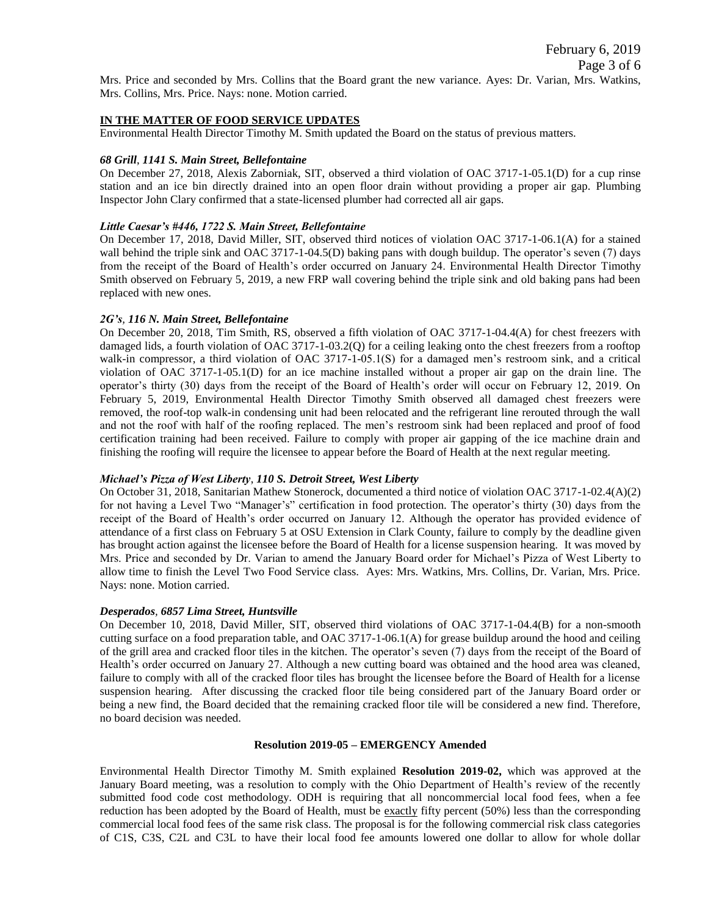Mrs. Price and seconded by Mrs. Collins that the Board grant the new variance. Ayes: Dr. Varian, Mrs. Watkins, Mrs. Collins, Mrs. Price. Nays: none. Motion carried.

## IN THE MATTER OF FOOD SERVICE UPDATES

Environmental Health Director Timothy M. Smith updated the Board on the status of previous matters.

### *68 Grill, 1141 S. Main Street, Bellefontaine*

On December 27, 2018, Alexis Zaborniak, SIT, observed a third violation of OAC 3717-1-05.1(D) for a cup rinse station and an ice bin directly drained into an open floor drain without providing a proper air gap. Plumbing Inspector John Clary confirmed that a state-licensed plumber had corrected all air gaps.

### *Little Caesar's #446, 1722 S. Main Street, Bellefontaine*

On December 17, 2018, David Miller, SIT, observed third notices of violation OAC 3717-1-06.1(A) for a stained wall behind the triple sink and OAC 3717-1-04.5(D) baking pans with dough buildup. The operator's seven (7) days from the receipt of the Board of Health's order occurred on January 24. Environmental Health Director Timothy Smith observed on February 5, 2019, a new FRP wall covering behind the triple sink and old baking pans had been replaced with new ones.

### *2G's, 116 N. Main Street, Bellefontaine*

On December 20, 2018, Tim Smith, RS, observed a fifth violation of OAC 3717-1-04.4(A) for chest freezers with damaged lids, a fourth violation of OAC 3717-1-03.2(Q) for a ceiling leaking onto the chest freezers from a rooftop walk-in compressor, a third violation of OAC 3717-1-05.1(S) for a damaged men's restroom sink, and a critical violation of OAC 3717-1-05.1(D) for an ice machine installed without a proper air gap on the drain line. The operator's thirty (30) days from the receipt of the Board of Health's order will occur on February 12, 2019. On February 5, 2019, Environmental Health Director Timothy Smith observed all damaged chest freezers were removed, the roof-top walk-in condensing unit had been relocated and the refrigerant line rerouted through the wall and not the roof with half of the roofing replaced. The men's restroom sink had been replaced and proof of food certification training had been received. Failure to comply with proper air gapping of the ice machine drain and finishing the roofing will require the licensee to appear before the Board of Health at the next regular meeting.

### *Michael's Pizza of West Liberty, 110 S. Detroit Street, West Liberty*

On October 31, 2018, Sanitarian Mathew Stonerock, documented a third notice of violation OAC 3717-1-02.4(A)(2) for not having a Level Two "Manager's" certification in food protection. The operator's thirty (30) days from the receipt of the Board of Health's order occurred on January 12. Although the operator has provided evidence of attendance of a first class on February 5 at OSU Extension in Clark County, failure to comply by the deadline given has brought action against the licensee before the Board of Health for a license suspension hearing. It was moved by Mrs. Price and seconded by Dr. Varian to amend the January Board order for Michael's Pizza of West Liberty to allow time to finish the Level Two Food Service class. Ayes: Mrs. Watkins, Mrs. Collins, Dr. Varian, Mrs. Price. Nays: none. Motion carried.

### *Desperados, 6857 Lima Street, Huntsville*

On December 10, 2018, David Miller, SIT, observed third violations of OAC 3717-1-04.4(B) for a non-smooth cutting surface on a food preparation table, and OAC 3717-1-06.1(A) for grease buildup around the hood and ceiling of the grill area and cracked floor tiles in the kitchen. The operator's seven (7) days from the receipt of the Board of Health's order occurred on January 27. Although a new cutting board was obtained and the hood area was cleaned, failure to comply with all of the cracked floor tiles has brought the licensee before the Board of Health for a license suspension hearing. After discussing the cracked floor tile being considered part of the January Board order or being a new find, the Board decided that the remaining cracked floor tile will be considered a new find. Therefore, no board decision was needed.

## Resolution 2019-05 – EMERGENCY Amended

Environmental Health Director Timothy M. Smith explained **Resolution 2019-02,** which was approved at the January Board meeting, was a resolution to comply with the Ohio Department of Health's review of the recently submitted food code cost methodology. ODH is requiring that all noncommercial local food fees, when a fee reduction has been adopted by the Board of Health, must be exactly fifty percent (50%) less than the corresponding commercial local food fees of the same risk class. The proposal is for the following commercial risk class categories of C1S, C3S, C2L and C3L to have their local food fee amounts lowered one dollar to allow for whole dollar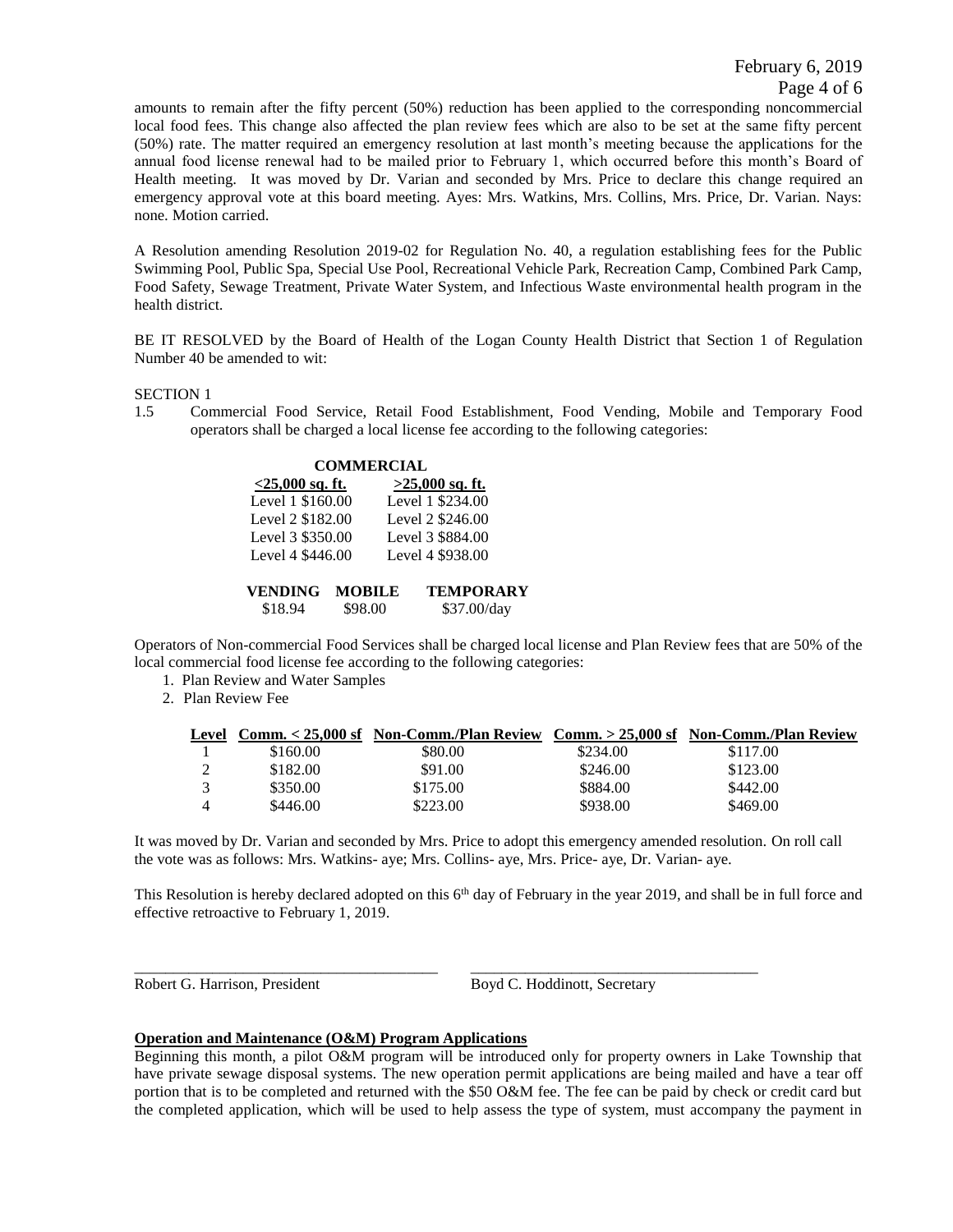amounts to remain after the fifty percent (50%) reduction has been applied to the corresponding noncommercial local food fees. This change also affected the plan review fees which are also to be set at the same fifty percent (50%) rate. The matter required an emergency resolution at last month's meeting because the applications for the annual food license renewal had to be mailed prior to February 1, which occurred before this month's Board of Health meeting. It was moved by Dr. Varian and seconded by Mrs. Price to declare this change required an emergency approval vote at this board meeting. Ayes: Mrs. Watkins, Mrs. Collins, Mrs. Price, Dr. Varian. Nays: none. Motion carried.

A Resolution amending Resolution 2019-02 for Regulation No. 40, a regulation establishing fees for the Public Swimming Pool, Public Spa, Special Use Pool, Recreational Vehicle Park, Recreation Camp, Combined Park Camp, Food Safety, Sewage Treatment, Private Water System, and Infectious Waste environmental health program in the health district.

BE IT RESOLVED by the Board of Health of the Logan County Health District that Section 1 of Regulation Number 40 be amended to wit:

SECTION 1

1.5 Commercial Food Service, Retail Food Establishment, Food Vending, Mobile and Temporary Food operators shall be charged a local license fee according to the following categories:

| COMMERCIAL | |
|---|---|
| <25,000 sq. ft. | >25,000 sq. ft. |
| Level 1 $160.00 | Level 1 $234.00 |
| Level 2 $182.00 | Level 2 $246.00 |
| Level 3 $350.00 | Level 3 $884.00 |
| Level 4 $446.00 | Level 4 $938.00 |

| VENDING | MOBILE | TEMPORARY |
|---|---|---|
| $18.94 | $98.00 | $37.00/day |

Operators of Non-commercial Food Services shall be charged local license and Plan Review fees that are 50% of the local commercial food license fee according to the following categories:

1. Plan Review and Water Samples
2. Plan Review Fee

| Level | Comm. < 25,000 sf | Non-Comm./Plan Review | Comm. > 25,000 sf | Non-Comm./Plan Review |
|---|---|---|---|---|
| 1 | $160.00 | $80.00 | $234.00 | $117.00 |
| 2 | $182.00 | $91.00 | $246.00 | $123.00 |
| 3 | $350.00 | $175.00 | $884.00 | $442.00 |
| 4 | $446.00 | $223.00 | $938.00 | $469.00 |

It was moved by Dr. Varian and seconded by Mrs. Price to adopt this emergency amended resolution. On roll call the vote was as follows: Mrs. Watkins- aye; Mrs. Collins- aye, Mrs. Price- aye, Dr. Varian- aye.

This Resolution is hereby declared adopted on this 6th day of February in the year 2019, and shall be in full force and effective retroactive to February 1, 2019.

\_\_\_\_\_\_\_\_\_\_\_\_\_\_\_\_\_\_\_\_\_\_\_\_\_\_\_\_\_\_\_\_\_\_\_\_ \_\_\_\_\_\_\_\_\_\_\_\_\_\_\_\_\_\_\_\_\_\_\_\_\_\_\_\_\_\_\_\_\_\_\_\_

Robert G. Harrison, President Boyd C. Hoddinott, Secretary

**Operation and Maintenance (O&M) Program Applications**

Beginning this month, a pilot O&M program will be introduced only for property owners in Lake Township that have private sewage disposal systems. The new operation permit applications are being mailed and have a tear off portion that is to be completed and returned with the $50 O&M fee. The fee can be paid by check or credit card but the completed application, which will be used to help assess the type of system, must accompany the payment in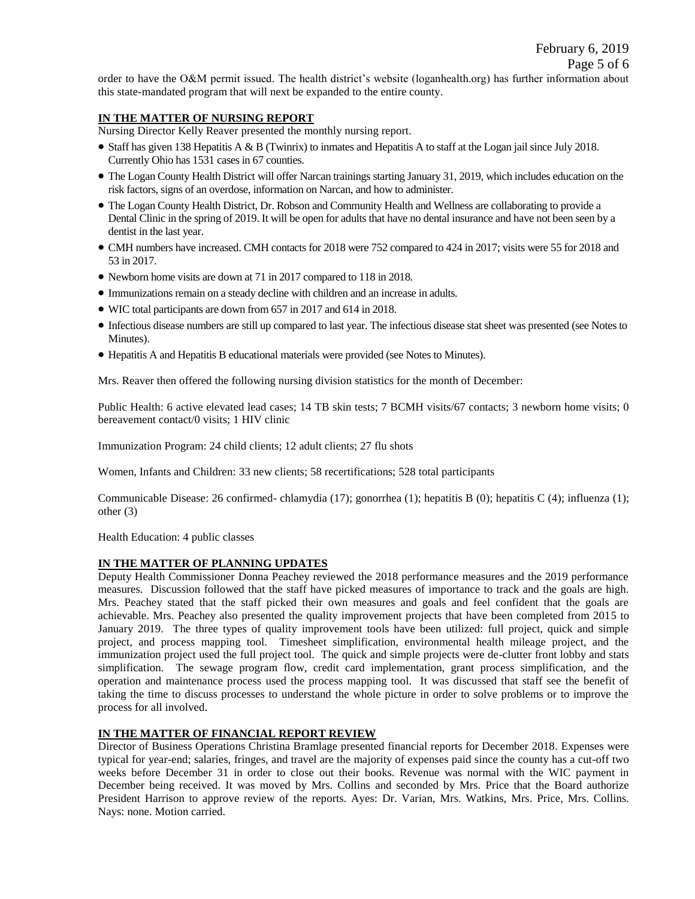order to have the O&M permit issued. The health district's website (loganhealth.org) has further information about this state-mandated program that will next be expanded to the entire county.

**IN THE MATTER OF NURSING REPORT**

Nursing Director Kelly Reaver presented the monthly nursing report.

- Staff has given 138 Hepatitis A & B (Twinrix) to inmates and Hepatitis A to staff at the Logan jail since July 2018. Currently Ohio has 1531 cases in 67 counties.
- The Logan County Health District will offer Narcan trainings starting January 31, 2019, which includes education on the risk factors, signs of an overdose, information on Narcan, and how to administer.
- The Logan County Health District, Dr. Robson and Community Health and Wellness are collaborating to provide a Dental Clinic in the spring of 2019. It will be open for adults that have no dental insurance and have not been seen by a dentist in the last year.
- CMH numbers have increased. CMH contacts for 2018 were 752 compared to 424 in 2017; visits were 55 for 2018 and 53 in 2017.
- Newborn home visits are down at 71 in 2017 compared to 118 in 2018.
- Immunizations remain on a steady decline with children and an increase in adults.
- WIC total participants are down from 657 in 2017 and 614 in 2018.
- Infectious disease numbers are still up compared to last year. The infectious disease stat sheet was presented (see Notes to Minutes).
- Hepatitis A and Hepatitis B educational materials were provided (see Notes to Minutes).

Mrs. Reaver then offered the following nursing division statistics for the month of December:

Public Health: 6 active elevated lead cases; 14 TB skin tests; 7 BCMH visits/67 contacts; 3 newborn home visits; 0 bereavement contact/0 visits; 1 HIV clinic

Immunization Program: 24 child clients; 12 adult clients; 27 flu shots

Women, Infants and Children: 33 new clients; 58 recertifications; 528 total participants

Communicable Disease: 26 confirmed- chlamydia (17); gonorrhea (1); hepatitis B (0); hepatitis C (4); influenza (1); other (3)

Health Education: 4 public classes

**IN THE MATTER OF PLANNING UPDATES**

Deputy Health Commissioner Donna Peachey reviewed the 2018 performance measures and the 2019 performance measures. Discussion followed that the staff have picked measures of importance to track and the goals are high. Mrs. Peachey stated that the staff picked their own measures and goals and feel confident that the goals are achievable. Mrs. Peachey also presented the quality improvement projects that have been completed from 2015 to January 2019. The three types of quality improvement tools have been utilized: full project, quick and simple project, and process mapping tool. Timesheet simplification, environmental health mileage project, and the immunization project used the full project tool. The quick and simple projects were de-clutter front lobby and stats simplification. The sewage program flow, credit card implementation, grant process simplification, and the operation and maintenance process used the process mapping tool. It was discussed that staff see the benefit of taking the time to discuss processes to understand the whole picture in order to solve problems or to improve the process for all involved.

**IN THE MATTER OF FINANCIAL REPORT REVIEW**

Director of Business Operations Christina Bramlage presented financial reports for December 2018. Expenses were typical for year-end; salaries, fringes, and travel are the majority of expenses paid since the county has a cut-off two weeks before December 31 in order to close out their books. Revenue was normal with the WIC payment in December being received. It was moved by Mrs. Collins and seconded by Mrs. Price that the Board authorize President Harrison to approve review of the reports. Ayes: Dr. Varian, Mrs. Watkins, Mrs. Price, Mrs. Collins. Nays: none. Motion carried.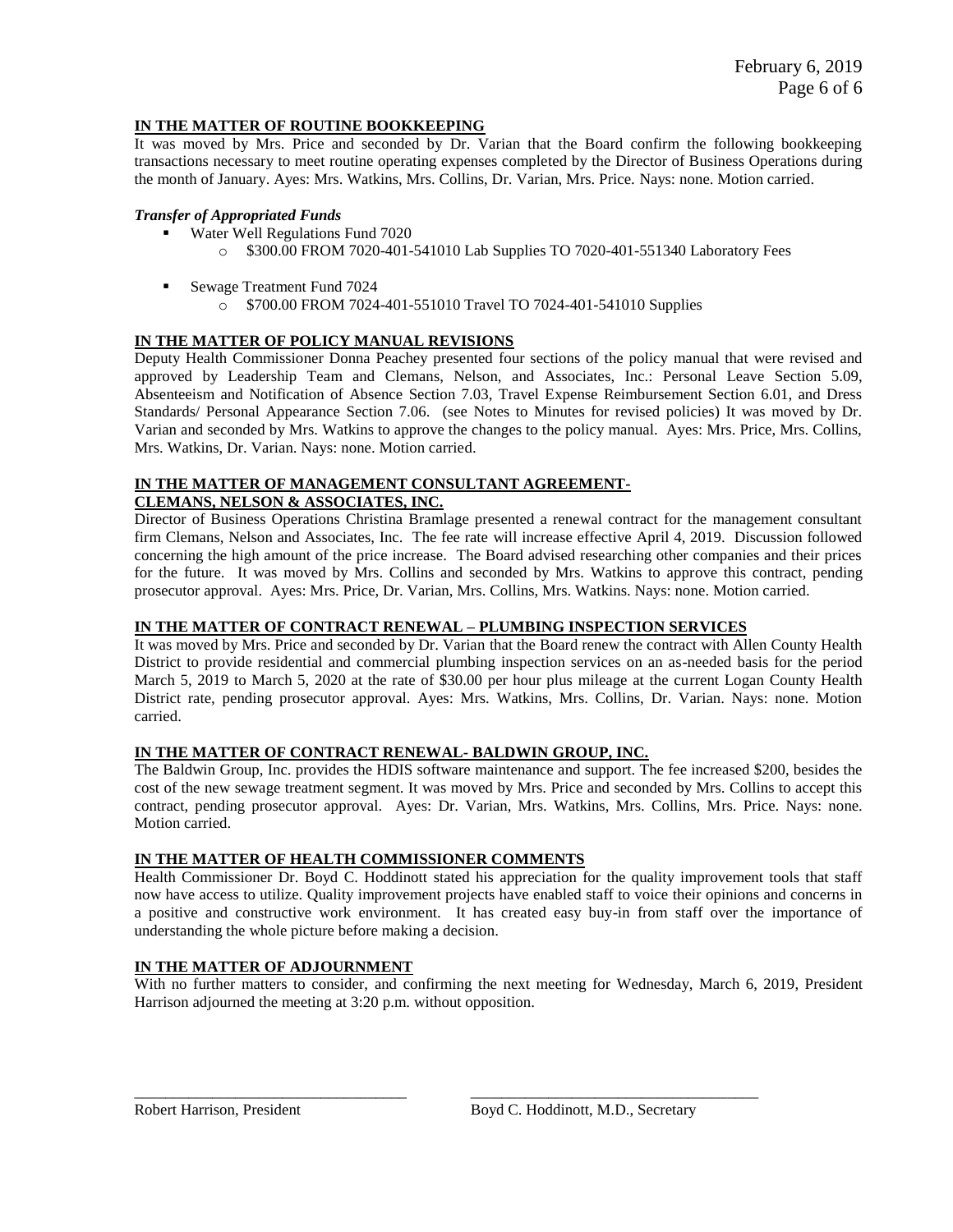**IN THE MATTER OF ROUTINE BOOKKEEPING**

It was moved by Mrs. Price and seconded by Dr. Varian that the Board confirm the following bookkeeping transactions necessary to meet routine operating expenses completed by the Director of Business Operations during the month of January. Ayes: Mrs. Watkins, Mrs. Collins, Dr. Varian, Mrs. Price. Nays: none. Motion carried.

***Transfer of Appropriated Funds***

- Water Well Regulations Fund 7020
  - $300.00 FROM 7020-401-541010 Lab Supplies TO 7020-401-551340 Laboratory Fees
- Sewage Treatment Fund 7024
  - $700.00 FROM 7024-401-551010 Travel TO 7024-401-541010 Supplies

**IN THE MATTER OF POLICY MANUAL REVISIONS**

Deputy Health Commissioner Donna Peachey presented four sections of the policy manual that were revised and approved by Leadership Team and Clemans, Nelson, and Associates, Inc.: Personal Leave Section 5.09, Absenteeism and Notification of Absence Section 7.03, Travel Expense Reimbursement Section 6.01, and Dress Standards/ Personal Appearance Section 7.06. (see Notes to Minutes for revised policies) It was moved by Dr. Varian and seconded by Mrs. Watkins to approve the changes to the policy manual. Ayes: Mrs. Price, Mrs. Collins, Mrs. Watkins, Dr. Varian. Nays: none. Motion carried.

**IN THE MATTER OF MANAGEMENT CONSULTANT AGREEMENT-
CLEMANS, NELSON & ASSOCIATES, INC.**

Director of Business Operations Christina Bramlage presented a renewal contract for the management consultant firm Clemans, Nelson and Associates, Inc. The fee rate will increase effective April 4, 2019. Discussion followed concerning the high amount of the price increase. The Board advised researching other companies and their prices for the future. It was moved by Mrs. Collins and seconded by Mrs. Watkins to approve this contract, pending prosecutor approval. Ayes: Mrs. Price, Dr. Varian, Mrs. Collins, Mrs. Watkins. Nays: none. Motion carried.

**IN THE MATTER OF CONTRACT RENEWAL – PLUMBING INSPECTION SERVICES**

It was moved by Mrs. Price and seconded by Dr. Varian that the Board renew the contract with Allen County Health District to provide residential and commercial plumbing inspection services on an as-needed basis for the period March 5, 2019 to March 5, 2020 at the rate of $30.00 per hour plus mileage at the current Logan County Health District rate, pending prosecutor approval. Ayes: Mrs. Watkins, Mrs. Collins, Dr. Varian. Nays: none. Motion carried.

**IN THE MATTER OF CONTRACT RENEWAL- BALDWIN GROUP, INC.**

The Baldwin Group, Inc. provides the HDIS software maintenance and support. The fee increased $200, besides the cost of the new sewage treatment segment. It was moved by Mrs. Price and seconded by Mrs. Collins to accept this contract, pending prosecutor approval. Ayes: Dr. Varian, Mrs. Watkins, Mrs. Collins, Mrs. Price. Nays: none. Motion carried.

**IN THE MATTER OF HEALTH COMMISSIONER COMMENTS**

Health Commissioner Dr. Boyd C. Hoddinott stated his appreciation for the quality improvement tools that staff now have access to utilize. Quality improvement projects have enabled staff to voice their opinions and concerns in a positive and constructive work environment. It has created easy buy-in from staff over the importance of understanding the whole picture before making a decision.

**IN THE MATTER OF ADJOURNMENT**

With no further matters to consider, and confirming the next meeting for Wednesday, March 6, 2019, President Harrison adjourned the meeting at 3:20 p.m. without opposition.

\_\_\_\_\_\_\_\_\_\_\_\_\_\_\_\_\_\_\_\_\_\_\_\_\_\_\_\_\_\_\_\_\_\_\_\_ \_\_\_\_\_\_\_\_\_\_\_\_\_\_\_\_\_\_\_\_\_\_\_\_\_\_\_\_\_\_\_\_\_\_\_\_

Robert Harrison, President Boyd C. Hoddinott, M.D., Secretary